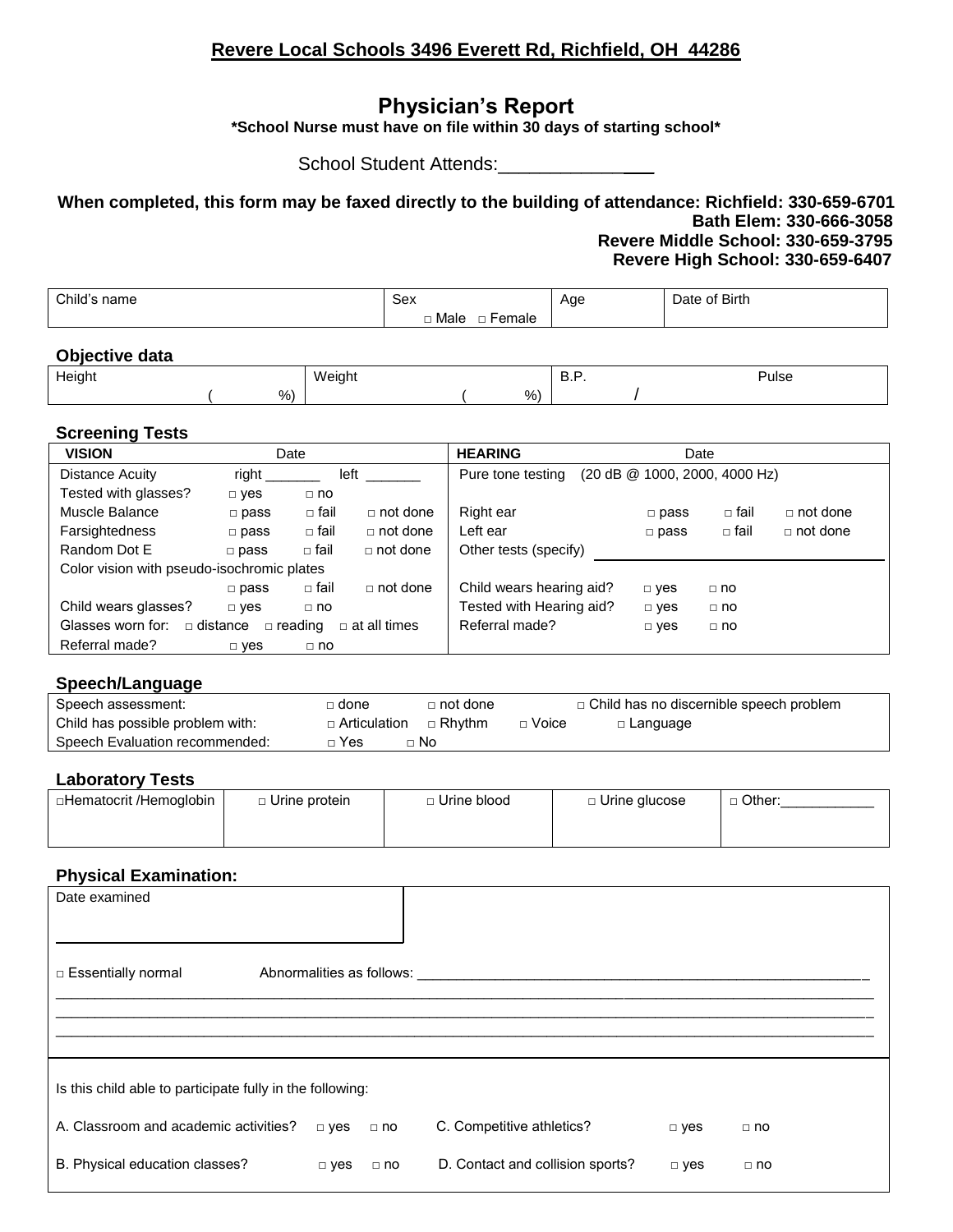**Revere Local Schools 3496 Everett Rd, Richfield, OH 44286**

# Physician's Report

***School Nurse must have on file within 30 days of starting school***

School Student Attends:_______________

**When completed, this form may be faxed directly to the building of attendance: Richfield: 330-659-6701**
**Bath Elem: 330-666-3058**
**Revere Middle School: 330-659-3795**
**Revere High School: 330-659-6407**

| Child's name | Sex<br>□ Male □ Female | Age | Date of Birth |
|---|---|---|---|

### Objective data

| Height ( %) | Weight ( %) | B.P. / | Pulse |
|---|---|---|---|

### Screening Tests

| **VISION** | Date | | | **HEARING** | Date | | |
|---|---|---|---|---|---|---|---|
| Distance Acuity | right _______ | left _______ | | Pure tone testing (20 dB @ 1000, 2000, 4000 Hz) | | | |
| Tested with glasses? | □ yes | □ no | | | | | |
| Muscle Balance | □ pass | □ fail | □ not done | Right ear | □ pass | □ fail | □ not done |
| Farsightedness | □ pass | □ fail | □ not done | Left ear | □ pass | □ fail | □ not done |
| Random Dot E | □ pass | □ fail | □ not done | Other tests (specify) ______________ | | | |
| Color vision with pseudo-isochromic plates | | | | | | | |
| | □ pass | □ fail | □ not done | Child wears hearing aid? | □ yes | □ no | |
| Child wears glasses? | □ yes | □ no | | Tested with Hearing aid? | □ yes | □ no | |
| Glasses worn for: □ distance □ reading □ at all times | | | | Referral made? | □ yes | □ no | |
| Referral made? | □ yes | □ no | | | | | |

### Speech/Language

| | | | | |
|---|---|---|---|---|
| Speech assessment: | □ done | □ not done | □ Child has no discernible speech problem | |
| Child has possible problem with: | □ Articulation | □ Rhythm | □ Voice | □ Language |
| Speech Evaluation recommended: | □ Yes | □ No | | |

### Laboratory Tests

| □Hematocrit /Hemoglobin | □ Urine protein | □ Urine blood | □ Urine glucose | □ Other:____________ |
|---|---|---|---|---|
| | | | | |

### Physical Examination:

Date examined

_______________________________

□ Essentially normal    Abnormalities as follows: ____________________________________________________________
______________________________________________________________________________________________
______________________________________________________________________________________________
______________________________________________________________________________________________

Is this child able to participate fully in the following:

A. Classroom and academic activities? □ yes □ no    C. Competitive athletics? □ yes □ no

B. Physical education classes? □ yes □ no    D. Contact and collision sports? □ yes □ no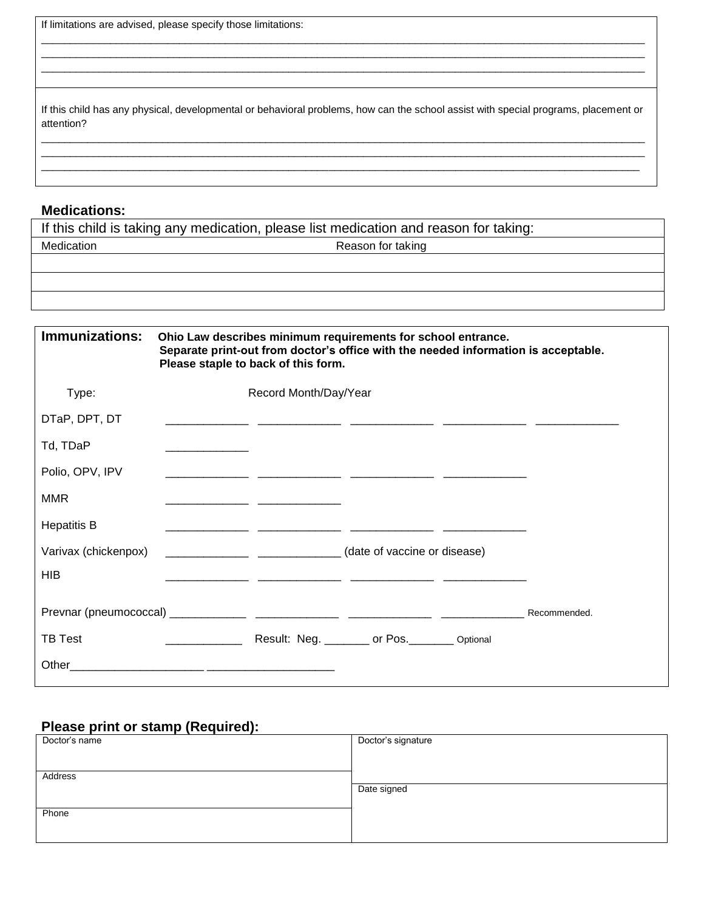If limitations are advised, please specify those limitations:

_______________________________________________________________________________________________
_______________________________________________________________________________________________
_______________________________________________________________________________________________

If this child has any physical, developmental or behavioral problems, how can the school assist with special programs, placement or attention?

_______________________________________________________________________________________________
_______________________________________________________________________________________________
_______________________________________________________________________________________________

## Medications:

| If this child is taking any medication, please list medication and reason for taking: | |
|---|---|
| Medication | Reason for taking |
| | |
| | |
| | |

## Immunizations:

**Ohio Law describes minimum requirements for school entrance.**
**Separate print-out from doctor's office with the needed information is acceptable.**
**Please staple to back of this form.**

Type: Record Month/Day/Year

DTaP, DPT, DT _____________ _____________ _____________ _____________ _____________

Td, TDaP _____________

Polio, OPV, IPV _____________ _____________ _____________ _____________

MMR _____________ _____________

Hepatitis B _____________ _____________ _____________ _____________

Varivax (chickenpox) _____________ _____________ (date of vaccine or disease)

HIB _____________ _____________ _____________ _____________

Prevnar (pneumococcal) ____________ _____________ _____________ _____________ Recommended.

TB Test ____________ Result: Neg. _______ or Pos._______ Optional

Other____________________ ___________________

## Please print or stamp (Required):

| | |
|---|---|
| Doctor's name | Doctor's signature |
| Address | Date signed |
| Phone | |